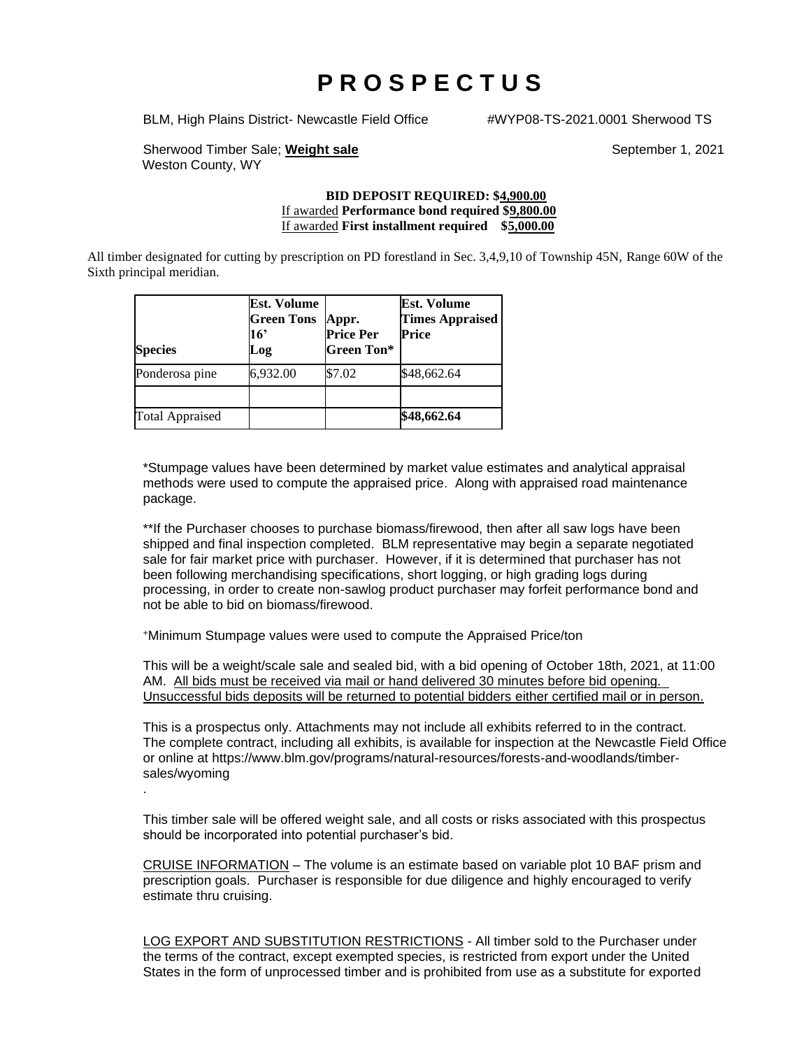# P R O S P E C T U S

BLM, High Plains District- Newcastle Field Office #WYP08-TS-2021.0001 Sherwood TS

Sherwood Timber Sale; **Weight sale** September 1, 2021
Weston County, WY

**BID DEPOSIT REQUIRED: $4,900.00**
If awarded **Performance bond required $9,800.00**
If awarded **First installment required $5,000.00**

All timber designated for cutting by prescription on PD forestland in Sec. 3,4,9,10 of Township 45N, Range 60W of the Sixth principal meridian.

| Species | Est. Volume Green Tons 16' Log | Appr. Price Per Green Ton* | Est. Volume Times Appraised Price |
|---|---|---|---|
| Ponderosa pine | 6,932.00 | $7.02 | $48,662.64 |
| | | | |
| Total Appraised | | | **$48,662.64** |

*Stumpage values have been determined by market value estimates and analytical appraisal methods were used to compute the appraised price. Along with appraised road maintenance package.

**If the Purchaser chooses to purchase biomass/firewood, then after all saw logs have been shipped and final inspection completed. BLM representative may begin a separate negotiated sale for fair market price with purchaser. However, if it is determined that purchaser has not been following merchandising specifications, short logging, or high grading logs during processing, in order to create non-sawlog product purchaser may forfeit performance bond and not be able to bid on biomass/firewood.

+Minimum Stumpage values were used to compute the Appraised Price/ton

This will be a weight/scale sale and sealed bid, with a bid opening of October 18th, 2021, at 11:00 AM. All bids must be received via mail or hand delivered 30 minutes before bid opening. Unsuccessful bids deposits will be returned to potential bidders either certified mail or in person.

This is a prospectus only. Attachments may not include all exhibits referred to in the contract. The complete contract, including all exhibits, is available for inspection at the Newcastle Field Office or online at https://www.blm.gov/programs/natural-resources/forests-and-woodlands/timber-sales/wyoming

.

This timber sale will be offered weight sale, and all costs or risks associated with this prospectus should be incorporated into potential purchaser's bid.

CRUISE INFORMATION – The volume is an estimate based on variable plot 10 BAF prism and prescription goals. Purchaser is responsible for due diligence and highly encouraged to verify estimate thru cruising.

LOG EXPORT AND SUBSTITUTION RESTRICTIONS - All timber sold to the Purchaser under the terms of the contract, except exempted species, is restricted from export under the United States in the form of unprocessed timber and is prohibited from use as a substitute for exported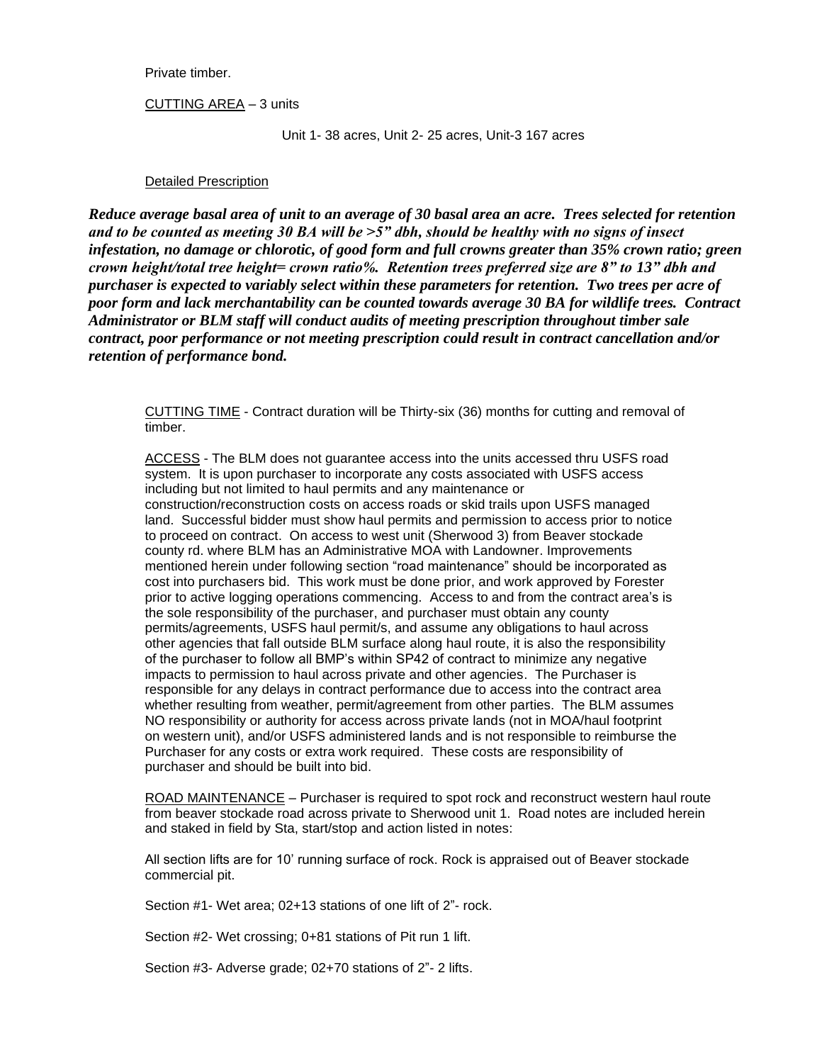Private timber.

CUTTING AREA – 3 units

Unit 1- 38 acres, Unit 2- 25 acres, Unit-3 167 acres

Detailed Prescription

***Reduce average basal area of unit to an average of 30 basal area an acre. Trees selected for retention and to be counted as meeting 30 BA will be >5" dbh, should be healthy with no signs of insect infestation, no damage or chlorotic, of good form and full crowns greater than 35% crown ratio; green crown height/total tree height= crown ratio%. Retention trees preferred size are 8" to 13" dbh and purchaser is expected to variably select within these parameters for retention. Two trees per acre of poor form and lack merchantability can be counted towards average 30 BA for wildlife trees. Contract Administrator or BLM staff will conduct audits of meeting prescription throughout timber sale contract, poor performance or not meeting prescription could result in contract cancellation and/or retention of performance bond.***

CUTTING TIME - Contract duration will be Thirty-six (36) months for cutting and removal of timber.

ACCESS - The BLM does not guarantee access into the units accessed thru USFS road system. It is upon purchaser to incorporate any costs associated with USFS access including but not limited to haul permits and any maintenance or construction/reconstruction costs on access roads or skid trails upon USFS managed land. Successful bidder must show haul permits and permission to access prior to notice to proceed on contract. On access to west unit (Sherwood 3) from Beaver stockade county rd. where BLM has an Administrative MOA with Landowner. Improvements mentioned herein under following section "road maintenance" should be incorporated as cost into purchasers bid. This work must be done prior, and work approved by Forester prior to active logging operations commencing. Access to and from the contract area's is the sole responsibility of the purchaser, and purchaser must obtain any county permits/agreements, USFS haul permit/s, and assume any obligations to haul across other agencies that fall outside BLM surface along haul route, it is also the responsibility of the purchaser to follow all BMP's within SP42 of contract to minimize any negative impacts to permission to haul across private and other agencies. The Purchaser is responsible for any delays in contract performance due to access into the contract area whether resulting from weather, permit/agreement from other parties. The BLM assumes NO responsibility or authority for access across private lands (not in MOA/haul footprint on western unit), and/or USFS administered lands and is not responsible to reimburse the Purchaser for any costs or extra work required. These costs are responsibility of purchaser and should be built into bid.

ROAD MAINTENANCE – Purchaser is required to spot rock and reconstruct western haul route from beaver stockade road across private to Sherwood unit 1. Road notes are included herein and staked in field by Sta, start/stop and action listed in notes:

All section lifts are for 10' running surface of rock. Rock is appraised out of Beaver stockade commercial pit.

Section #1- Wet area; 02+13 stations of one lift of 2"- rock.

Section #2- Wet crossing; 0+81 stations of Pit run 1 lift.

Section #3- Adverse grade; 02+70 stations of 2"- 2 lifts.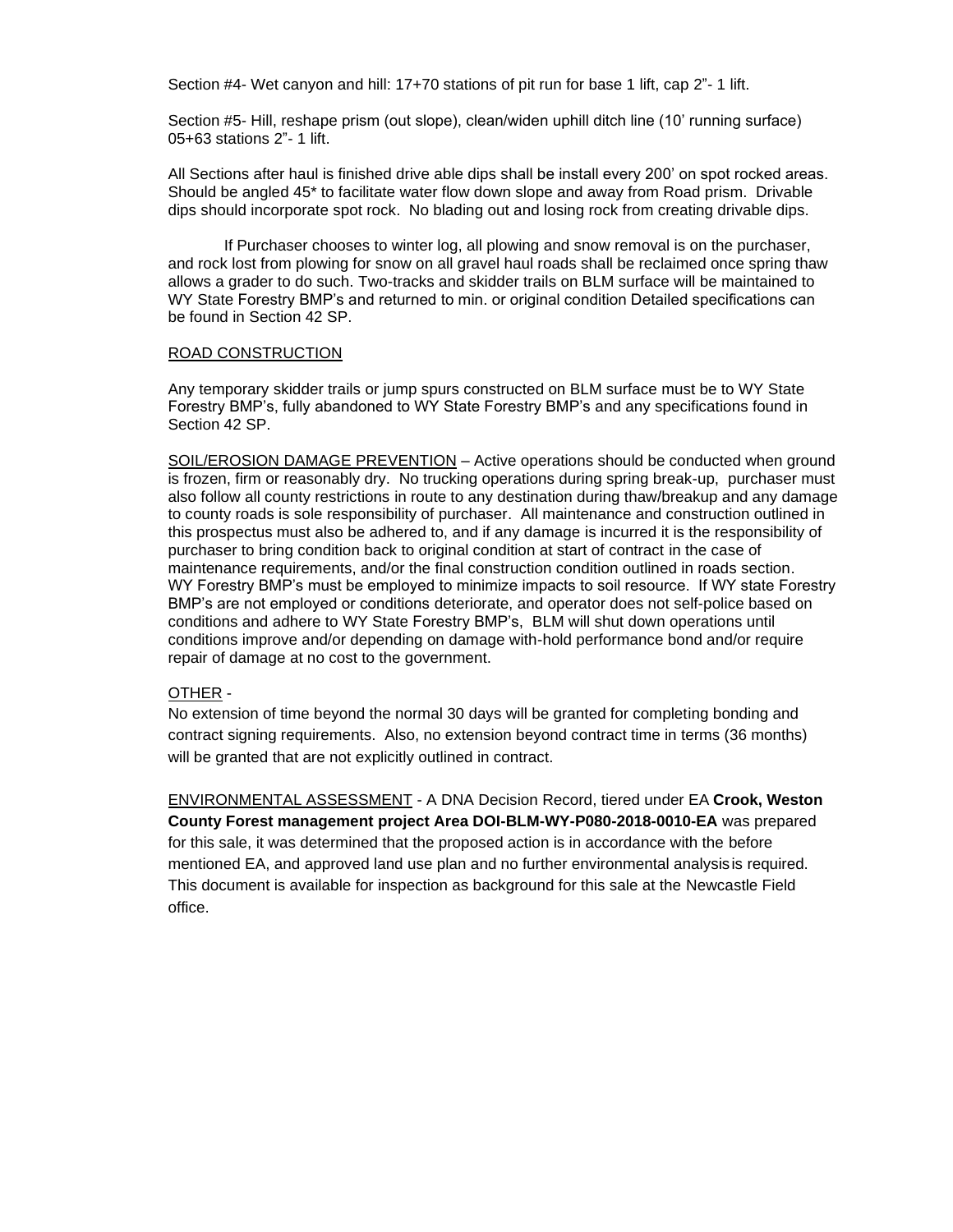Section #4- Wet canyon and hill: 17+70 stations of pit run for base 1 lift, cap 2"- 1 lift.

Section #5- Hill, reshape prism (out slope), clean/widen uphill ditch line (10' running surface) 05+63 stations 2"- 1 lift.

All Sections after haul is finished drive able dips shall be install every 200' on spot rocked areas. Should be angled 45* to facilitate water flow down slope and away from Road prism. Drivable dips should incorporate spot rock. No blading out and losing rock from creating drivable dips.

If Purchaser chooses to winter log, all plowing and snow removal is on the purchaser, and rock lost from plowing for snow on all gravel haul roads shall be reclaimed once spring thaw allows a grader to do such. Two-tracks and skidder trails on BLM surface will be maintained to WY State Forestry BMP's and returned to min. or original condition Detailed specifications can be found in Section 42 SP.

<u>ROAD CONSTRUCTION</u>

Any temporary skidder trails or jump spurs constructed on BLM surface must be to WY State Forestry BMP's, fully abandoned to WY State Forestry BMP's and any specifications found in Section 42 SP.

<u>SOIL/EROSION DAMAGE PREVENTION</u> – Active operations should be conducted when ground is frozen, firm or reasonably dry. No trucking operations during spring break-up, purchaser must also follow all county restrictions in route to any destination during thaw/breakup and any damage to county roads is sole responsibility of purchaser. All maintenance and construction outlined in this prospectus must also be adhered to, and if any damage is incurred it is the responsibility of purchaser to bring condition back to original condition at start of contract in the case of maintenance requirements, and/or the final construction condition outlined in roads section. WY Forestry BMP's must be employed to minimize impacts to soil resource. If WY state Forestry BMP's are not employed or conditions deteriorate, and operator does not self-police based on conditions and adhere to WY State Forestry BMP's, BLM will shut down operations until conditions improve and/or depending on damage with-hold performance bond and/or require repair of damage at no cost to the government.

<u>OTHER</u> -
No extension of time beyond the normal 30 days will be granted for completing bonding and contract signing requirements. Also, no extension beyond contract time in terms (36 months) will be granted that are not explicitly outlined in contract.

<u>ENVIRONMENTAL ASSESSMENT</u> - A DNA Decision Record, tiered under EA **Crook, Weston County Forest management project Area DOI-BLM-WY-P080-2018-0010-EA** was prepared for this sale, it was determined that the proposed action is in accordance with the before mentioned EA, and approved land use plan and no further environmental analysis is required. This document is available for inspection as background for this sale at the Newcastle Field office.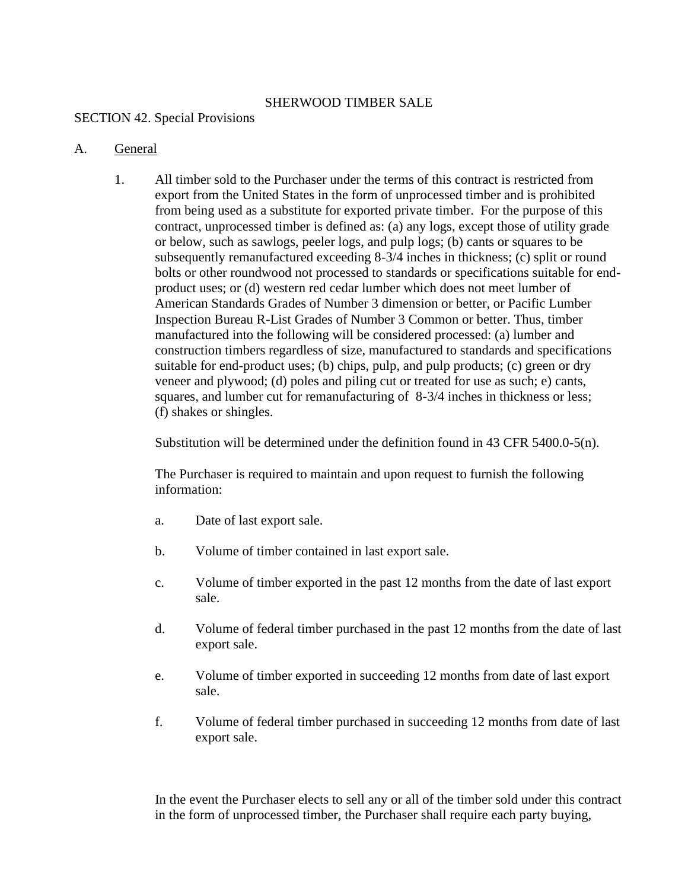SHERWOOD TIMBER SALE

SECTION 42. Special Provisions

A. General

1. All timber sold to the Purchaser under the terms of this contract is restricted from export from the United States in the form of unprocessed timber and is prohibited from being used as a substitute for exported private timber. For the purpose of this contract, unprocessed timber is defined as: (a) any logs, except those of utility grade or below, such as sawlogs, peeler logs, and pulp logs; (b) cants or squares to be subsequently remanufactured exceeding 8-3/4 inches in thickness; (c) split or round bolts or other roundwood not processed to standards or specifications suitable for end-product uses; or (d) western red cedar lumber which does not meet lumber of American Standards Grades of Number 3 dimension or better, or Pacific Lumber Inspection Bureau R-List Grades of Number 3 Common or better. Thus, timber manufactured into the following will be considered processed: (a) lumber and construction timbers regardless of size, manufactured to standards and specifications suitable for end-product uses; (b) chips, pulp, and pulp products; (c) green or dry veneer and plywood; (d) poles and piling cut or treated for use as such; e) cants, squares, and lumber cut for remanufacturing of 8-3/4 inches in thickness or less; (f) shakes or shingles.

   Substitution will be determined under the definition found in 43 CFR 5400.0-5(n).

   The Purchaser is required to maintain and upon request to furnish the following information:

   a. Date of last export sale.

   b. Volume of timber contained in last export sale.

   c. Volume of timber exported in the past 12 months from the date of last export sale.

   d. Volume of federal timber purchased in the past 12 months from the date of last export sale.

   e. Volume of timber exported in succeeding 12 months from date of last export sale.

   f. Volume of federal timber purchased in succeeding 12 months from date of last export sale.

   In the event the Purchaser elects to sell any or all of the timber sold under this contract in the form of unprocessed timber, the Purchaser shall require each party buying,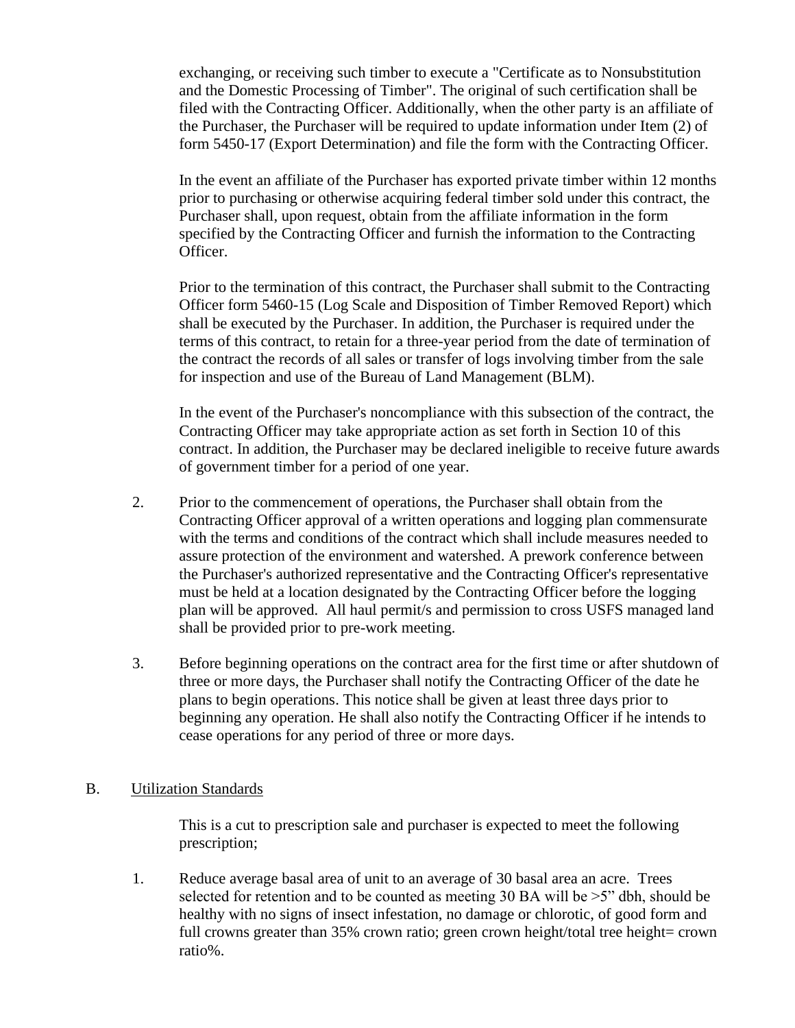exchanging, or receiving such timber to execute a "Certificate as to Nonsubstitution and the Domestic Processing of Timber". The original of such certification shall be filed with the Contracting Officer. Additionally, when the other party is an affiliate of the Purchaser, the Purchaser will be required to update information under Item (2) of form 5450-17 (Export Determination) and file the form with the Contracting Officer.

In the event an affiliate of the Purchaser has exported private timber within 12 months prior to purchasing or otherwise acquiring federal timber sold under this contract, the Purchaser shall, upon request, obtain from the affiliate information in the form specified by the Contracting Officer and furnish the information to the Contracting Officer.

Prior to the termination of this contract, the Purchaser shall submit to the Contracting Officer form 5460-15 (Log Scale and Disposition of Timber Removed Report) which shall be executed by the Purchaser. In addition, the Purchaser is required under the terms of this contract, to retain for a three-year period from the date of termination of the contract the records of all sales or transfer of logs involving timber from the sale for inspection and use of the Bureau of Land Management (BLM).

In the event of the Purchaser's noncompliance with this subsection of the contract, the Contracting Officer may take appropriate action as set forth in Section 10 of this contract. In addition, the Purchaser may be declared ineligible to receive future awards of government timber for a period of one year.

2. Prior to the commencement of operations, the Purchaser shall obtain from the Contracting Officer approval of a written operations and logging plan commensurate with the terms and conditions of the contract which shall include measures needed to assure protection of the environment and watershed. A prework conference between the Purchaser's authorized representative and the Contracting Officer's representative must be held at a location designated by the Contracting Officer before the logging plan will be approved. All haul permit/s and permission to cross USFS managed land shall be provided prior to pre-work meeting.

3. Before beginning operations on the contract area for the first time or after shutdown of three or more days, the Purchaser shall notify the Contracting Officer of the date he plans to begin operations. This notice shall be given at least three days prior to beginning any operation. He shall also notify the Contracting Officer if he intends to cease operations for any period of three or more days.

B. Utilization Standards

This is a cut to prescription sale and purchaser is expected to meet the following prescription;

1. Reduce average basal area of unit to an average of 30 basal area an acre. Trees selected for retention and to be counted as meeting 30 BA will be >5” dbh, should be healthy with no signs of insect infestation, no damage or chlorotic, of good form and full crowns greater than 35% crown ratio; green crown height/total tree height= crown ratio%.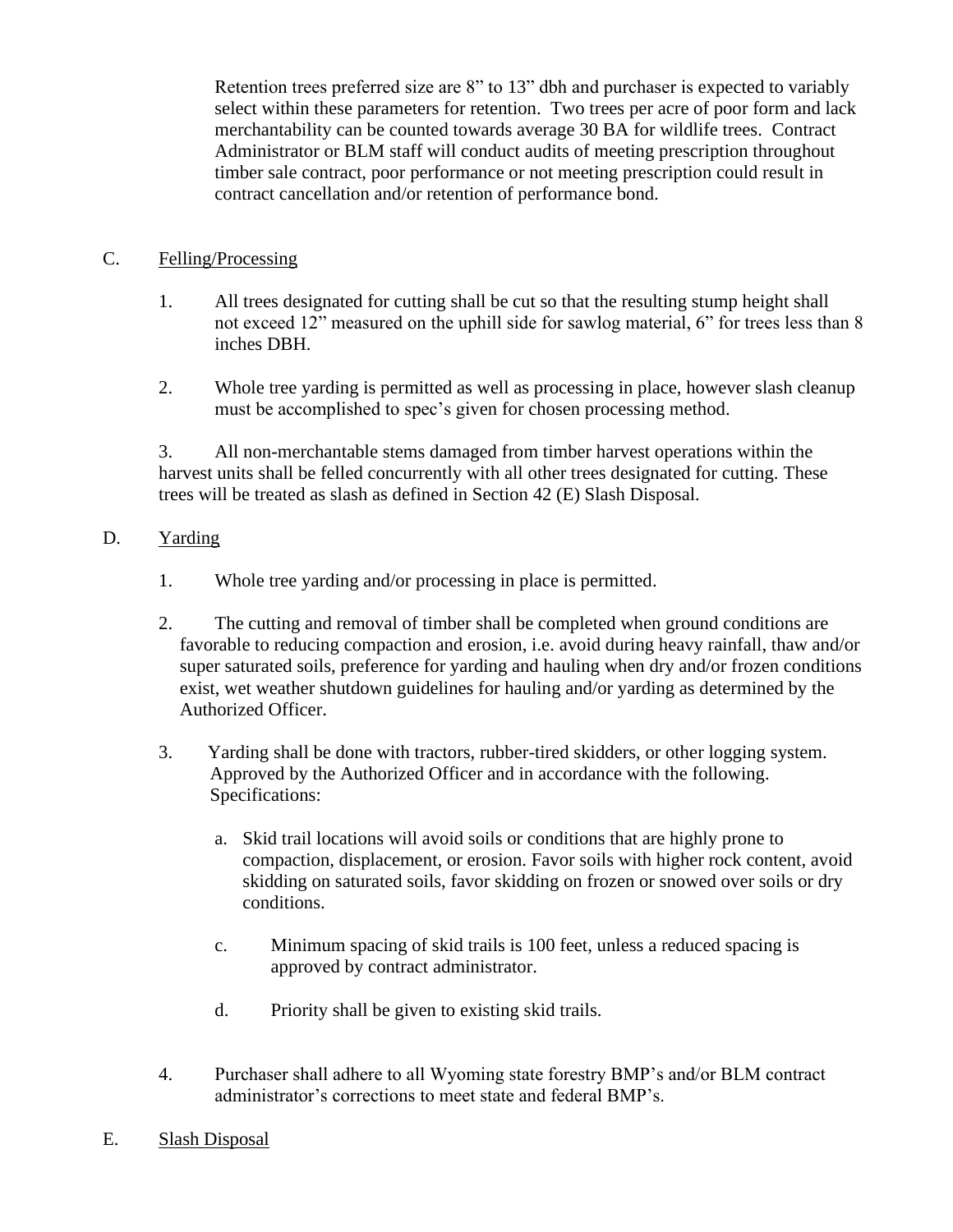Retention trees preferred size are 8" to 13" dbh and purchaser is expected to variably select within these parameters for retention. Two trees per acre of poor form and lack merchantability can be counted towards average 30 BA for wildlife trees. Contract Administrator or BLM staff will conduct audits of meeting prescription throughout timber sale contract, poor performance or not meeting prescription could result in contract cancellation and/or retention of performance bond.

C. Felling/Processing

1. All trees designated for cutting shall be cut so that the resulting stump height shall not exceed 12" measured on the uphill side for sawlog material, 6" for trees less than 8 inches DBH.

2. Whole tree yarding is permitted as well as processing in place, however slash cleanup must be accomplished to spec's given for chosen processing method.

3. All non-merchantable stems damaged from timber harvest operations within the harvest units shall be felled concurrently with all other trees designated for cutting. These trees will be treated as slash as defined in Section 42 (E) Slash Disposal.

D. Yarding

1. Whole tree yarding and/or processing in place is permitted.

2. The cutting and removal of timber shall be completed when ground conditions are favorable to reducing compaction and erosion, i.e. avoid during heavy rainfall, thaw and/or super saturated soils, preference for yarding and hauling when dry and/or frozen conditions exist, wet weather shutdown guidelines for hauling and/or yarding as determined by the Authorized Officer.

3. Yarding shall be done with tractors, rubber-tired skidders, or other logging system. Approved by the Authorized Officer and in accordance with the following. Specifications:

   a. Skid trail locations will avoid soils or conditions that are highly prone to compaction, displacement, or erosion. Favor soils with higher rock content, avoid skidding on saturated soils, favor skidding on frozen or snowed over soils or dry conditions.

   c. Minimum spacing of skid trails is 100 feet, unless a reduced spacing is approved by contract administrator.

   d. Priority shall be given to existing skid trails.

4. Purchaser shall adhere to all Wyoming state forestry BMP's and/or BLM contract administrator's corrections to meet state and federal BMP's.

E. Slash Disposal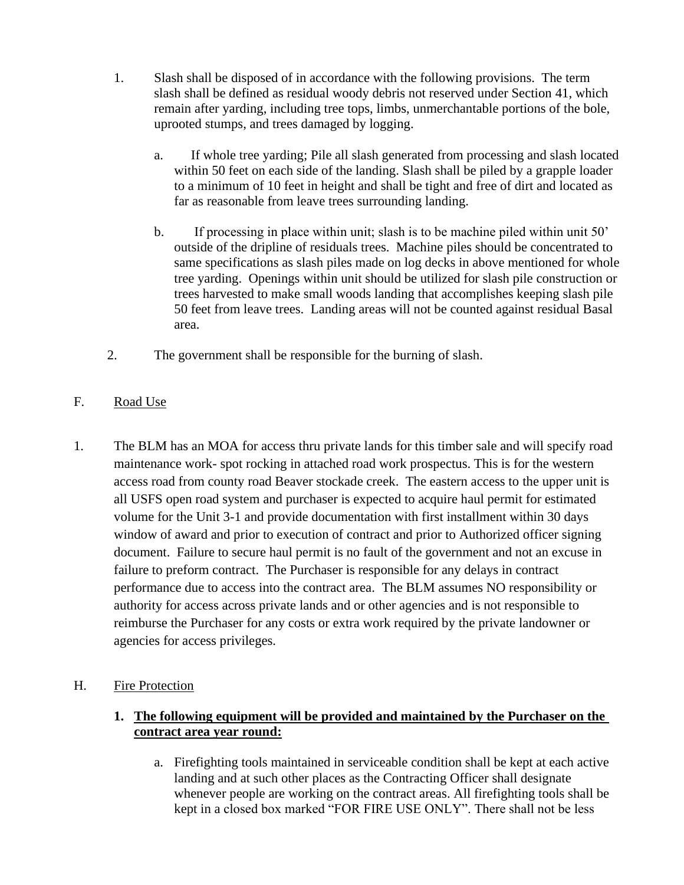1. Slash shall be disposed of in accordance with the following provisions. The term slash shall be defined as residual woody debris not reserved under Section 41, which remain after yarding, including tree tops, limbs, unmerchantable portions of the bole, uprooted stumps, and trees damaged by logging.

   a. If whole tree yarding; Pile all slash generated from processing and slash located within 50 feet on each side of the landing. Slash shall be piled by a grapple loader to a minimum of 10 feet in height and shall be tight and free of dirt and located as far as reasonable from leave trees surrounding landing.

   b. If processing in place within unit; slash is to be machine piled within unit 50' outside of the dripline of residuals trees. Machine piles should be concentrated to same specifications as slash piles made on log decks in above mentioned for whole tree yarding. Openings within unit should be utilized for slash pile construction or trees harvested to make small woods landing that accomplishes keeping slash pile 50 feet from leave trees. Landing areas will not be counted against residual Basal area.

2. The government shall be responsible for the burning of slash.

## F. Road Use

1. The BLM has an MOA for access thru private lands for this timber sale and will specify road maintenance work- spot rocking in attached road work prospectus. This is for the western access road from county road Beaver stockade creek. The eastern access to the upper unit is all USFS open road system and purchaser is expected to acquire haul permit for estimated volume for the Unit 3-1 and provide documentation with first installment within 30 days window of award and prior to execution of contract and prior to Authorized officer signing document. Failure to secure haul permit is no fault of the government and not an excuse in failure to preform contract. The Purchaser is responsible for any delays in contract performance due to access into the contract area. The BLM assumes NO responsibility or authority for access across private lands and or other agencies and is not responsible to reimburse the Purchaser for any costs or extra work required by the private landowner or agencies for access privileges.

## H. Fire Protection

1. **The following equipment will be provided and maintained by the Purchaser on the contract area year round:**

   a. Firefighting tools maintained in serviceable condition shall be kept at each active landing and at such other places as the Contracting Officer shall designate whenever people are working on the contract areas. All firefighting tools shall be kept in a closed box marked "FOR FIRE USE ONLY". There shall not be less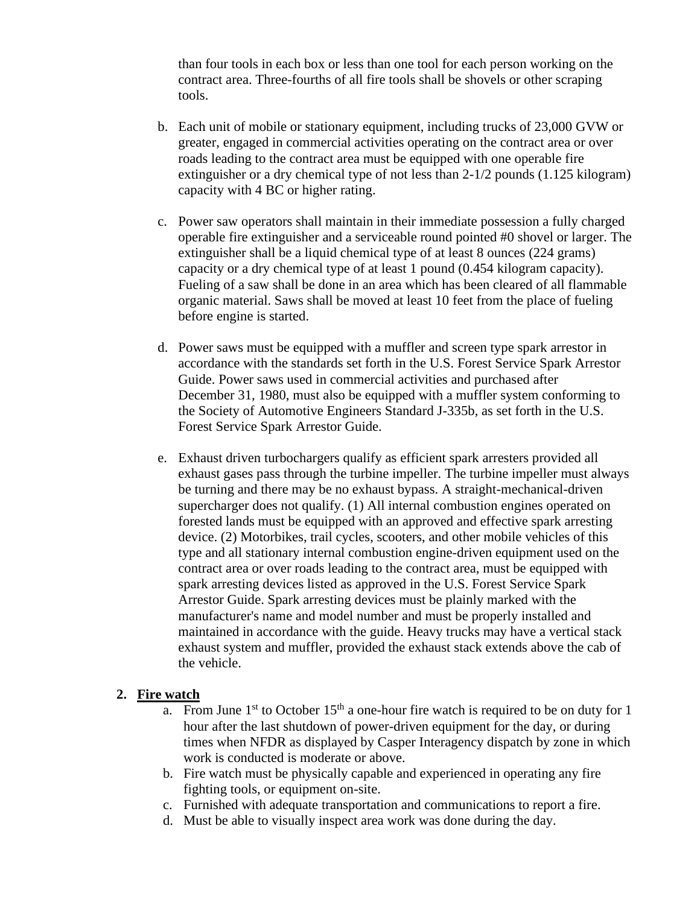than four tools in each box or less than one tool for each person working on the contract area. Three-fourths of all fire tools shall be shovels or other scraping tools.

b. Each unit of mobile or stationary equipment, including trucks of 23,000 GVW or greater, engaged in commercial activities operating on the contract area or over roads leading to the contract area must be equipped with one operable fire extinguisher or a dry chemical type of not less than 2-1/2 pounds (1.125 kilogram) capacity with 4 BC or higher rating.

c. Power saw operators shall maintain in their immediate possession a fully charged operable fire extinguisher and a serviceable round pointed #0 shovel or larger. The extinguisher shall be a liquid chemical type of at least 8 ounces (224 grams) capacity or a dry chemical type of at least 1 pound (0.454 kilogram capacity). Fueling of a saw shall be done in an area which has been cleared of all flammable organic material. Saws shall be moved at least 10 feet from the place of fueling before engine is started.

d. Power saws must be equipped with a muffler and screen type spark arrestor in accordance with the standards set forth in the U.S. Forest Service Spark Arrestor Guide. Power saws used in commercial activities and purchased after December 31, 1980, must also be equipped with a muffler system conforming to the Society of Automotive Engineers Standard J-335b, as set forth in the U.S. Forest Service Spark Arrestor Guide.

e. Exhaust driven turbochargers qualify as efficient spark arresters provided all exhaust gases pass through the turbine impeller. The turbine impeller must always be turning and there may be no exhaust bypass. A straight-mechanical-driven supercharger does not qualify. (1) All internal combustion engines operated on forested lands must be equipped with an approved and effective spark arresting device. (2) Motorbikes, trail cycles, scooters, and other mobile vehicles of this type and all stationary internal combustion engine-driven equipment used on the contract area or over roads leading to the contract area, must be equipped with spark arresting devices listed as approved in the U.S. Forest Service Spark Arrestor Guide. Spark arresting devices must be plainly marked with the manufacturer's name and model number and must be properly installed and maintained in accordance with the guide. Heavy trucks may have a vertical stack exhaust system and muffler, provided the exhaust stack extends above the cab of the vehicle.

2. **Fire watch**

   a. From June 1st to October 15th a one-hour fire watch is required to be on duty for 1 hour after the last shutdown of power-driven equipment for the day, or during times when NFDR as displayed by Casper Interagency dispatch by zone in which work is conducted is moderate or above.
   b. Fire watch must be physically capable and experienced in operating any fire fighting tools, or equipment on-site.
   c. Furnished with adequate transportation and communications to report a fire.
   d. Must be able to visually inspect area work was done during the day.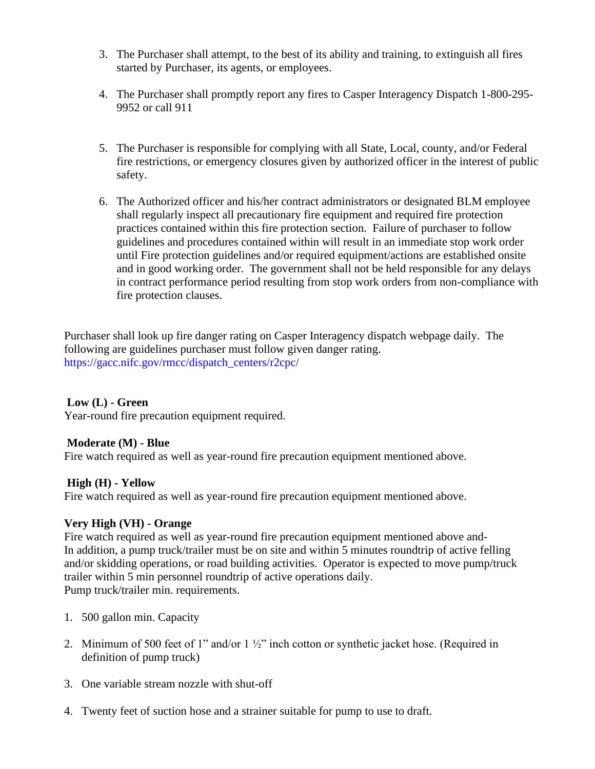3. The Purchaser shall attempt, to the best of its ability and training, to extinguish all fires started by Purchaser, its agents, or employees.

4. The Purchaser shall promptly report any fires to Casper Interagency Dispatch 1-800-295-9952 or call 911

5. The Purchaser is responsible for complying with all State, Local, county, and/or Federal fire restrictions, or emergency closures given by authorized officer in the interest of public safety.

6. The Authorized officer and his/her contract administrators or designated BLM employee shall regularly inspect all precautionary fire equipment and required fire protection practices contained within this fire protection section. Failure of purchaser to follow guidelines and procedures contained within will result in an immediate stop work order until Fire protection guidelines and/or required equipment/actions are established onsite and in good working order. The government shall not be held responsible for any delays in contract performance period resulting from stop work orders from non-compliance with fire protection clauses.

Purchaser shall look up fire danger rating on Casper Interagency dispatch webpage daily. The following are guidelines purchaser must follow given danger rating.
https://gacc.nifc.gov/rmcc/dispatch_centers/r2cpc/

**Low (L) - Green**
Year-round fire precaution equipment required.

**Moderate (M) - Blue**
Fire watch required as well as year-round fire precaution equipment mentioned above.

**High (H) - Yellow**
Fire watch required as well as year-round fire precaution equipment mentioned above.

**Very High (VH) - Orange**
Fire watch required as well as year-round fire precaution equipment mentioned above and-
In addition, a pump truck/trailer must be on site and within 5 minutes roundtrip of active felling and/or skidding operations, or road building activities. Operator is expected to move pump/truck trailer within 5 min personnel roundtrip of active operations daily.
Pump truck/trailer min. requirements.

1. 500 gallon min. Capacity

2. Minimum of 500 feet of 1" and/or 1 ½" inch cotton or synthetic jacket hose. (Required in definition of pump truck)

3. One variable stream nozzle with shut-off

4. Twenty feet of suction hose and a strainer suitable for pump to use to draft.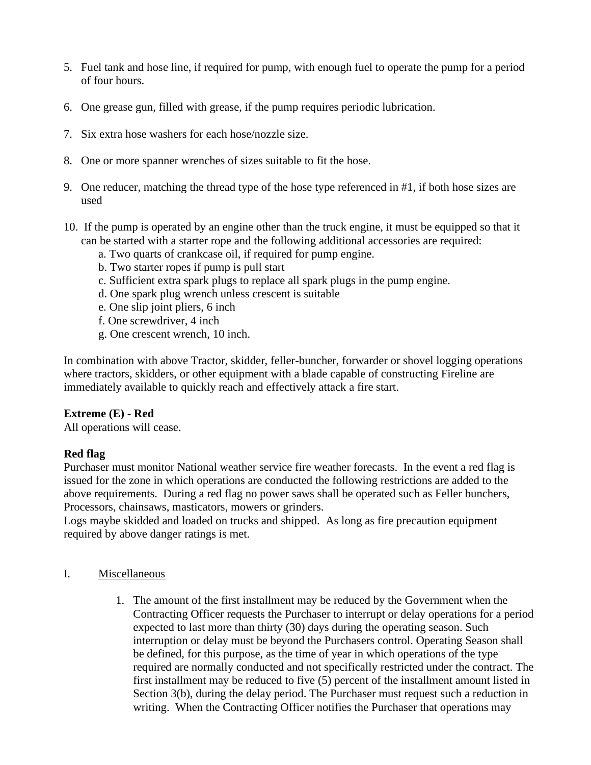5. Fuel tank and hose line, if required for pump, with enough fuel to operate the pump for a period of four hours.

6. One grease gun, filled with grease, if the pump requires periodic lubrication.

7. Six extra hose washers for each hose/nozzle size.

8. One or more spanner wrenches of sizes suitable to fit the hose.

9. One reducer, matching the thread type of the hose type referenced in #1, if both hose sizes are used

10. If the pump is operated by an engine other than the truck engine, it must be equipped so that it can be started with a starter rope and the following additional accessories are required:
    a. Two quarts of crankcase oil, if required for pump engine.
    b. Two starter ropes if pump is pull start
    c. Sufficient extra spark plugs to replace all spark plugs in the pump engine.
    d. One spark plug wrench unless crescent is suitable
    e. One slip joint pliers, 6 inch
    f. One screwdriver, 4 inch
    g. One crescent wrench, 10 inch.

In combination with above Tractor, skidder, feller-buncher, forwarder or shovel logging operations where tractors, skidders, or other equipment with a blade capable of constructing Fireline are immediately available to quickly reach and effectively attack a fire start.

**Extreme (E) - Red**
All operations will cease.

**Red flag**
Purchaser must monitor National weather service fire weather forecasts. In the event a red flag is issued for the zone in which operations are conducted the following restrictions are added to the above requirements. During a red flag no power saws shall be operated such as Feller bunchers, Processors, chainsaws, masticators, mowers or grinders.
Logs maybe skidded and loaded on trucks and shipped. As long as fire precaution equipment required by above danger ratings is met.

I. <u>Miscellaneous</u>

1. The amount of the first installment may be reduced by the Government when the Contracting Officer requests the Purchaser to interrupt or delay operations for a period expected to last more than thirty (30) days during the operating season. Such interruption or delay must be beyond the Purchasers control. Operating Season shall be defined, for this purpose, as the time of year in which operations of the type required are normally conducted and not specifically restricted under the contract. The first installment may be reduced to five (5) percent of the installment amount listed in Section 3(b), during the delay period. The Purchaser must request such a reduction in writing. When the Contracting Officer notifies the Purchaser that operations may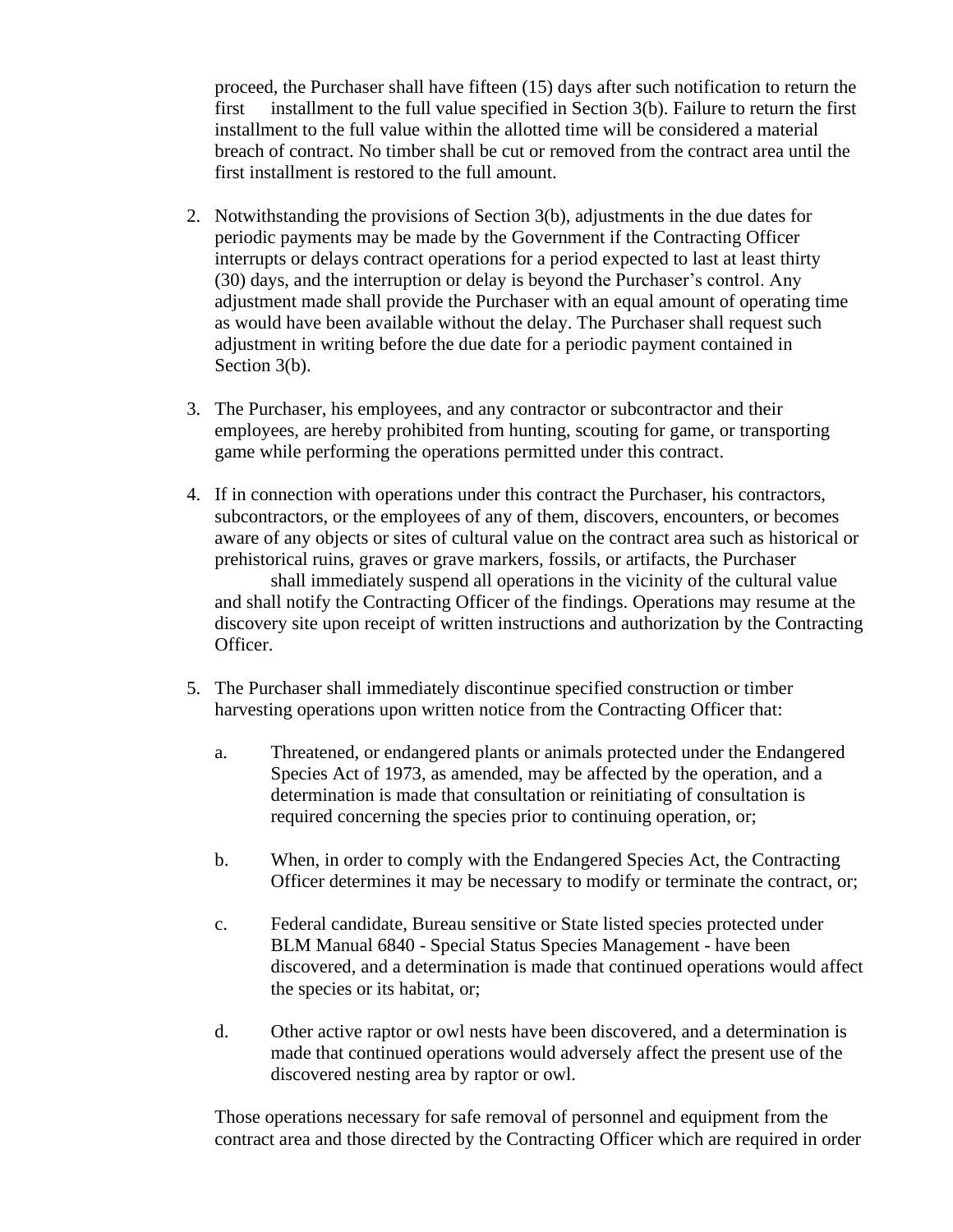proceed, the Purchaser shall have fifteen (15) days after such notification to return the first installment to the full value specified in Section 3(b). Failure to return the first installment to the full value within the allotted time will be considered a material breach of contract. No timber shall be cut or removed from the contract area until the first installment is restored to the full amount.

2. Notwithstanding the provisions of Section 3(b), adjustments in the due dates for periodic payments may be made by the Government if the Contracting Officer interrupts or delays contract operations for a period expected to last at least thirty (30) days, and the interruption or delay is beyond the Purchaser's control. Any adjustment made shall provide the Purchaser with an equal amount of operating time as would have been available without the delay. The Purchaser shall request such adjustment in writing before the due date for a periodic payment contained in Section 3(b).

3. The Purchaser, his employees, and any contractor or subcontractor and their employees, are hereby prohibited from hunting, scouting for game, or transporting game while performing the operations permitted under this contract.

4. If in connection with operations under this contract the Purchaser, his contractors, subcontractors, or the employees of any of them, discovers, encounters, or becomes aware of any objects or sites of cultural value on the contract area such as historical or prehistorical ruins, graves or grave markers, fossils, or artifacts, the Purchaser shall immediately suspend all operations in the vicinity of the cultural value and shall notify the Contracting Officer of the findings. Operations may resume at the discovery site upon receipt of written instructions and authorization by the Contracting Officer.

5. The Purchaser shall immediately discontinue specified construction or timber harvesting operations upon written notice from the Contracting Officer that:

   a. Threatened, or endangered plants or animals protected under the Endangered Species Act of 1973, as amended, may be affected by the operation, and a determination is made that consultation or reinitiating of consultation is required concerning the species prior to continuing operation, or;

   b. When, in order to comply with the Endangered Species Act, the Contracting Officer determines it may be necessary to modify or terminate the contract, or;

   c. Federal candidate, Bureau sensitive or State listed species protected under BLM Manual 6840 - Special Status Species Management - have been discovered, and a determination is made that continued operations would affect the species or its habitat, or;

   d. Other active raptor or owl nests have been discovered, and a determination is made that continued operations would adversely affect the present use of the discovered nesting area by raptor or owl.

   Those operations necessary for safe removal of personnel and equipment from the contract area and those directed by the Contracting Officer which are required in order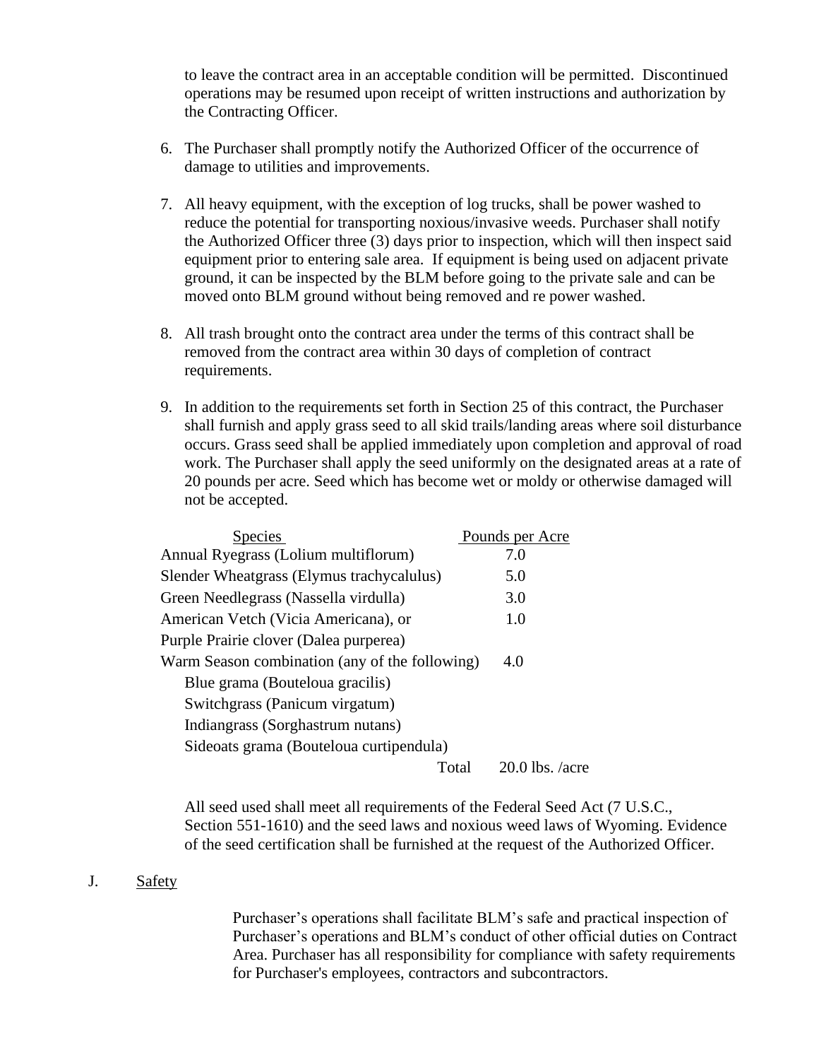to leave the contract area in an acceptable condition will be permitted. Discontinued operations may be resumed upon receipt of written instructions and authorization by the Contracting Officer.

6. The Purchaser shall promptly notify the Authorized Officer of the occurrence of damage to utilities and improvements.

7. All heavy equipment, with the exception of log trucks, shall be power washed to reduce the potential for transporting noxious/invasive weeds. Purchaser shall notify the Authorized Officer three (3) days prior to inspection, which will then inspect said equipment prior to entering sale area. If equipment is being used on adjacent private ground, it can be inspected by the BLM before going to the private sale and can be moved onto BLM ground without being removed and re power washed.

8. All trash brought onto the contract area under the terms of this contract shall be removed from the contract area within 30 days of completion of contract requirements.

9. In addition to the requirements set forth in Section 25 of this contract, the Purchaser shall furnish and apply grass seed to all skid trails/landing areas where soil disturbance occurs. Grass seed shall be applied immediately upon completion and approval of road work. The Purchaser shall apply the seed uniformly on the designated areas at a rate of 20 pounds per acre. Seed which has become wet or moldy or otherwise damaged will not be accepted.

| Species | Pounds per Acre |
|---|---|
| Annual Ryegrass (Lolium multiflorum) | 7.0 |
| Slender Wheatgrass (Elymus trachycalulus) | 5.0 |
| Green Needlegrass (Nassella virdulla) | 3.0 |
| American Vetch (Vicia Americana), or | 1.0 |
| Purple Prairie clover (Dalea purperea) | |
| Warm Season combination (any of the following) | 4.0 |
| Blue grama (Bouteloua gracilis) | |
| Switchgrass (Panicum virgatum) | |
| Indiangrass (Sorghastrum nutans) | |
| Sideoats grama (Bouteloua curtipendula) | |
| Total | 20.0 lbs. /acre |

All seed used shall meet all requirements of the Federal Seed Act (7 U.S.C., Section 551-1610) and the seed laws and noxious weed laws of Wyoming. Evidence of the seed certification shall be furnished at the request of the Authorized Officer.

J. Safety

Purchaser's operations shall facilitate BLM's safe and practical inspection of Purchaser's operations and BLM's conduct of other official duties on Contract Area. Purchaser has all responsibility for compliance with safety requirements for Purchaser's employees, contractors and subcontractors.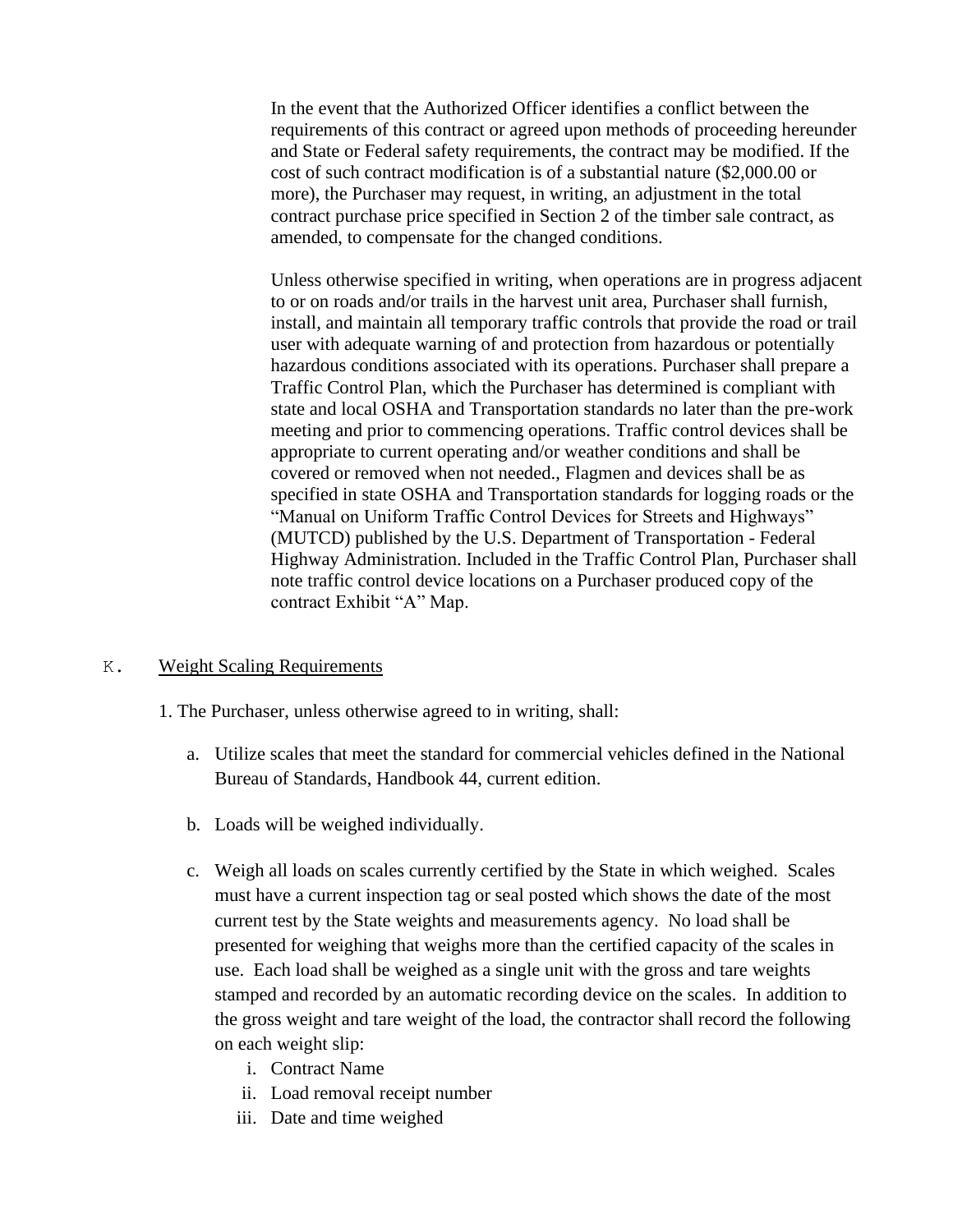In the event that the Authorized Officer identifies a conflict between the requirements of this contract or agreed upon methods of proceeding hereunder and State or Federal safety requirements, the contract may be modified. If the cost of such contract modification is of a substantial nature ($2,000.00 or more), the Purchaser may request, in writing, an adjustment in the total contract purchase price specified in Section 2 of the timber sale contract, as amended, to compensate for the changed conditions.

Unless otherwise specified in writing, when operations are in progress adjacent to or on roads and/or trails in the harvest unit area, Purchaser shall furnish, install, and maintain all temporary traffic controls that provide the road or trail user with adequate warning of and protection from hazardous or potentially hazardous conditions associated with its operations. Purchaser shall prepare a Traffic Control Plan, which the Purchaser has determined is compliant with state and local OSHA and Transportation standards no later than the pre-work meeting and prior to commencing operations. Traffic control devices shall be appropriate to current operating and/or weather conditions and shall be covered or removed when not needed., Flagmen and devices shall be as specified in state OSHA and Transportation standards for logging roads or the "Manual on Uniform Traffic Control Devices for Streets and Highways" (MUTCD) published by the U.S. Department of Transportation - Federal Highway Administration. Included in the Traffic Control Plan, Purchaser shall note traffic control device locations on a Purchaser produced copy of the contract Exhibit "A" Map.

K. <u>Weight Scaling Requirements</u>

1. The Purchaser, unless otherwise agreed to in writing, shall:

   a. Utilize scales that meet the standard for commercial vehicles defined in the National Bureau of Standards, Handbook 44, current edition.

   b. Loads will be weighed individually.

   c. Weigh all loads on scales currently certified by the State in which weighed. Scales must have a current inspection tag or seal posted which shows the date of the most current test by the State weights and measurements agency. No load shall be presented for weighing that weighs more than the certified capacity of the scales in use. Each load shall be weighed as a single unit with the gross and tare weights stamped and recorded by an automatic recording device on the scales. In addition to the gross weight and tare weight of the load, the contractor shall record the following on each weight slip:

      i. Contract Name
      ii. Load removal receipt number
      iii. Date and time weighed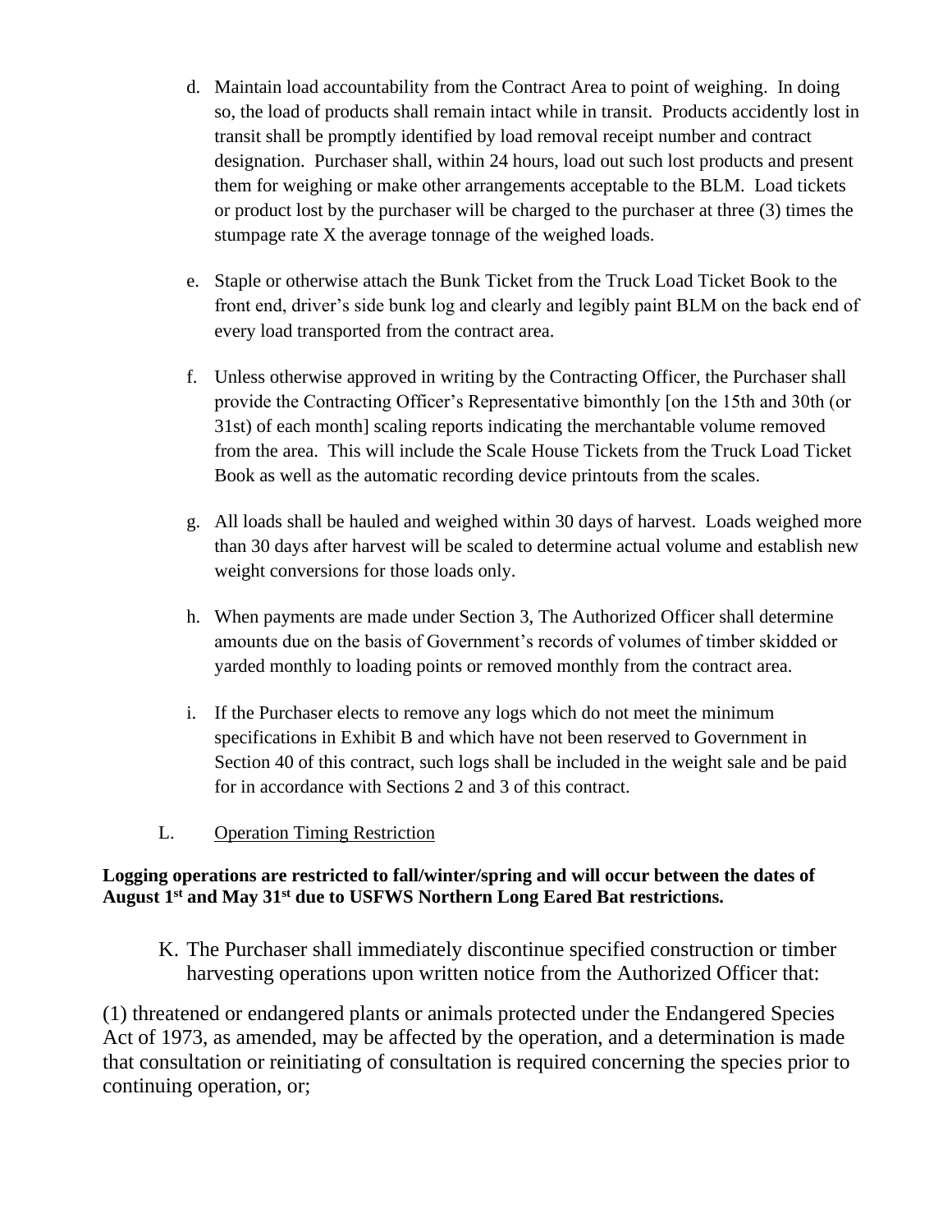d. Maintain load accountability from the Contract Area to point of weighing. In doing so, the load of products shall remain intact while in transit. Products accidently lost in transit shall be promptly identified by load removal receipt number and contract designation. Purchaser shall, within 24 hours, load out such lost products and present them for weighing or make other arrangements acceptable to the BLM. Load tickets or product lost by the purchaser will be charged to the purchaser at three (3) times the stumpage rate X the average tonnage of the weighed loads.

e. Staple or otherwise attach the Bunk Ticket from the Truck Load Ticket Book to the front end, driver's side bunk log and clearly and legibly paint BLM on the back end of every load transported from the contract area.

f. Unless otherwise approved in writing by the Contracting Officer, the Purchaser shall provide the Contracting Officer's Representative bimonthly [on the 15th and 30th (or 31st) of each month] scaling reports indicating the merchantable volume removed from the area. This will include the Scale House Tickets from the Truck Load Ticket Book as well as the automatic recording device printouts from the scales.

g. All loads shall be hauled and weighed within 30 days of harvest. Loads weighed more than 30 days after harvest will be scaled to determine actual volume and establish new weight conversions for those loads only.

h. When payments are made under Section 3, The Authorized Officer shall determine amounts due on the basis of Government's records of volumes of timber skidded or yarded monthly to loading points or removed monthly from the contract area.

i. If the Purchaser elects to remove any logs which do not meet the minimum specifications in Exhibit B and which have not been reserved to Government in Section 40 of this contract, such logs shall be included in the weight sale and be paid for in accordance with Sections 2 and 3 of this contract.

L. Operation Timing Restriction

**Logging operations are restricted to fall/winter/spring and will occur between the dates of August 1st and May 31st due to USFWS Northern Long Eared Bat restrictions.**

K. The Purchaser shall immediately discontinue specified construction or timber harvesting operations upon written notice from the Authorized Officer that:

(1) threatened or endangered plants or animals protected under the Endangered Species Act of 1973, as amended, may be affected by the operation, and a determination is made that consultation or reinitiating of consultation is required concerning the species prior to continuing operation, or;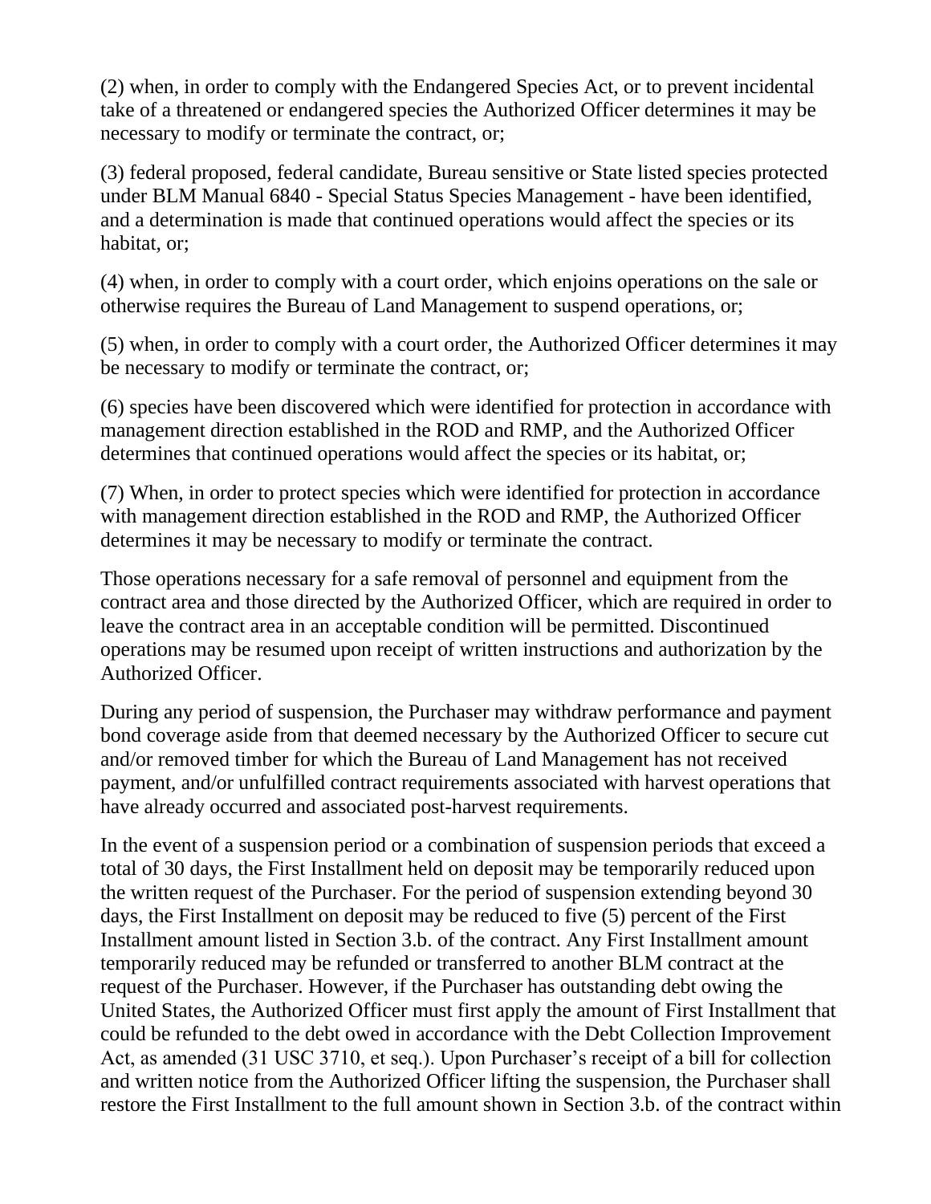(2) when, in order to comply with the Endangered Species Act, or to prevent incidental take of a threatened or endangered species the Authorized Officer determines it may be necessary to modify or terminate the contract, or;

(3) federal proposed, federal candidate, Bureau sensitive or State listed species protected under BLM Manual 6840 - Special Status Species Management - have been identified, and a determination is made that continued operations would affect the species or its habitat, or;

(4) when, in order to comply with a court order, which enjoins operations on the sale or otherwise requires the Bureau of Land Management to suspend operations, or;

(5) when, in order to comply with a court order, the Authorized Officer determines it may be necessary to modify or terminate the contract, or;

(6) species have been discovered which were identified for protection in accordance with management direction established in the ROD and RMP, and the Authorized Officer determines that continued operations would affect the species or its habitat, or;

(7) When, in order to protect species which were identified for protection in accordance with management direction established in the ROD and RMP, the Authorized Officer determines it may be necessary to modify or terminate the contract.

Those operations necessary for a safe removal of personnel and equipment from the contract area and those directed by the Authorized Officer, which are required in order to leave the contract area in an acceptable condition will be permitted. Discontinued operations may be resumed upon receipt of written instructions and authorization by the Authorized Officer.

During any period of suspension, the Purchaser may withdraw performance and payment bond coverage aside from that deemed necessary by the Authorized Officer to secure cut and/or removed timber for which the Bureau of Land Management has not received payment, and/or unfulfilled contract requirements associated with harvest operations that have already occurred and associated post-harvest requirements.

In the event of a suspension period or a combination of suspension periods that exceed a total of 30 days, the First Installment held on deposit may be temporarily reduced upon the written request of the Purchaser. For the period of suspension extending beyond 30 days, the First Installment on deposit may be reduced to five (5) percent of the First Installment amount listed in Section 3.b. of the contract. Any First Installment amount temporarily reduced may be refunded or transferred to another BLM contract at the request of the Purchaser. However, if the Purchaser has outstanding debt owing the United States, the Authorized Officer must first apply the amount of First Installment that could be refunded to the debt owed in accordance with the Debt Collection Improvement Act, as amended (31 USC 3710, et seq.). Upon Purchaser's receipt of a bill for collection and written notice from the Authorized Officer lifting the suspension, the Purchaser shall restore the First Installment to the full amount shown in Section 3.b. of the contract within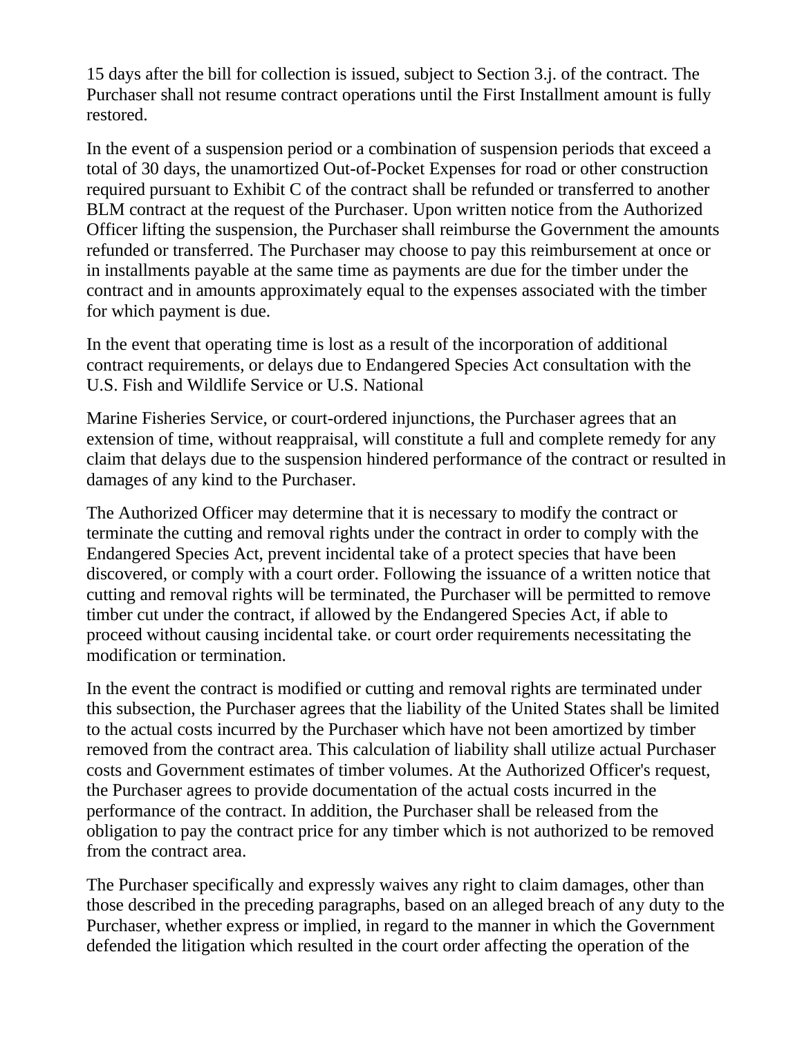15 days after the bill for collection is issued, subject to Section 3.j. of the contract. The Purchaser shall not resume contract operations until the First Installment amount is fully restored.

In the event of a suspension period or a combination of suspension periods that exceed a total of 30 days, the unamortized Out-of-Pocket Expenses for road or other construction required pursuant to Exhibit C of the contract shall be refunded or transferred to another BLM contract at the request of the Purchaser. Upon written notice from the Authorized Officer lifting the suspension, the Purchaser shall reimburse the Government the amounts refunded or transferred. The Purchaser may choose to pay this reimbursement at once or in installments payable at the same time as payments are due for the timber under the contract and in amounts approximately equal to the expenses associated with the timber for which payment is due.

In the event that operating time is lost as a result of the incorporation of additional contract requirements, or delays due to Endangered Species Act consultation with the U.S. Fish and Wildlife Service or U.S. National

Marine Fisheries Service, or court-ordered injunctions, the Purchaser agrees that an extension of time, without reappraisal, will constitute a full and complete remedy for any claim that delays due to the suspension hindered performance of the contract or resulted in damages of any kind to the Purchaser.

The Authorized Officer may determine that it is necessary to modify the contract or terminate the cutting and removal rights under the contract in order to comply with the Endangered Species Act, prevent incidental take of a protect species that have been discovered, or comply with a court order. Following the issuance of a written notice that cutting and removal rights will be terminated, the Purchaser will be permitted to remove timber cut under the contract, if allowed by the Endangered Species Act, if able to proceed without causing incidental take. or court order requirements necessitating the modification or termination.

In the event the contract is modified or cutting and removal rights are terminated under this subsection, the Purchaser agrees that the liability of the United States shall be limited to the actual costs incurred by the Purchaser which have not been amortized by timber removed from the contract area. This calculation of liability shall utilize actual Purchaser costs and Government estimates of timber volumes. At the Authorized Officer's request, the Purchaser agrees to provide documentation of the actual costs incurred in the performance of the contract. In addition, the Purchaser shall be released from the obligation to pay the contract price for any timber which is not authorized to be removed from the contract area.

The Purchaser specifically and expressly waives any right to claim damages, other than those described in the preceding paragraphs, based on an alleged breach of any duty to the Purchaser, whether express or implied, in regard to the manner in which the Government defended the litigation which resulted in the court order affecting the operation of the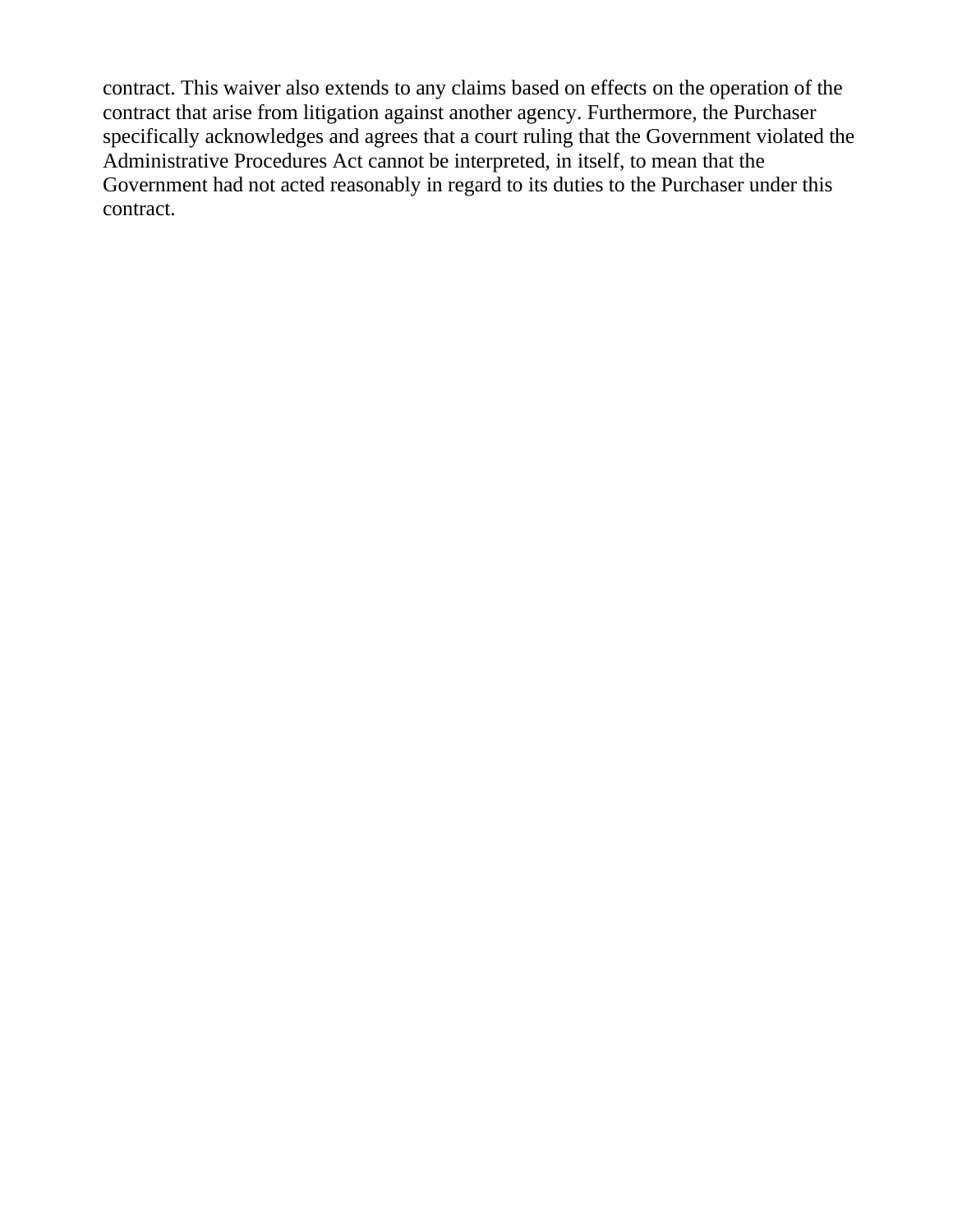contract. This waiver also extends to any claims based on effects on the operation of the contract that arise from litigation against another agency. Furthermore, the Purchaser specifically acknowledges and agrees that a court ruling that the Government violated the Administrative Procedures Act cannot be interpreted, in itself, to mean that the Government had not acted reasonably in regard to its duties to the Purchaser under this contract.